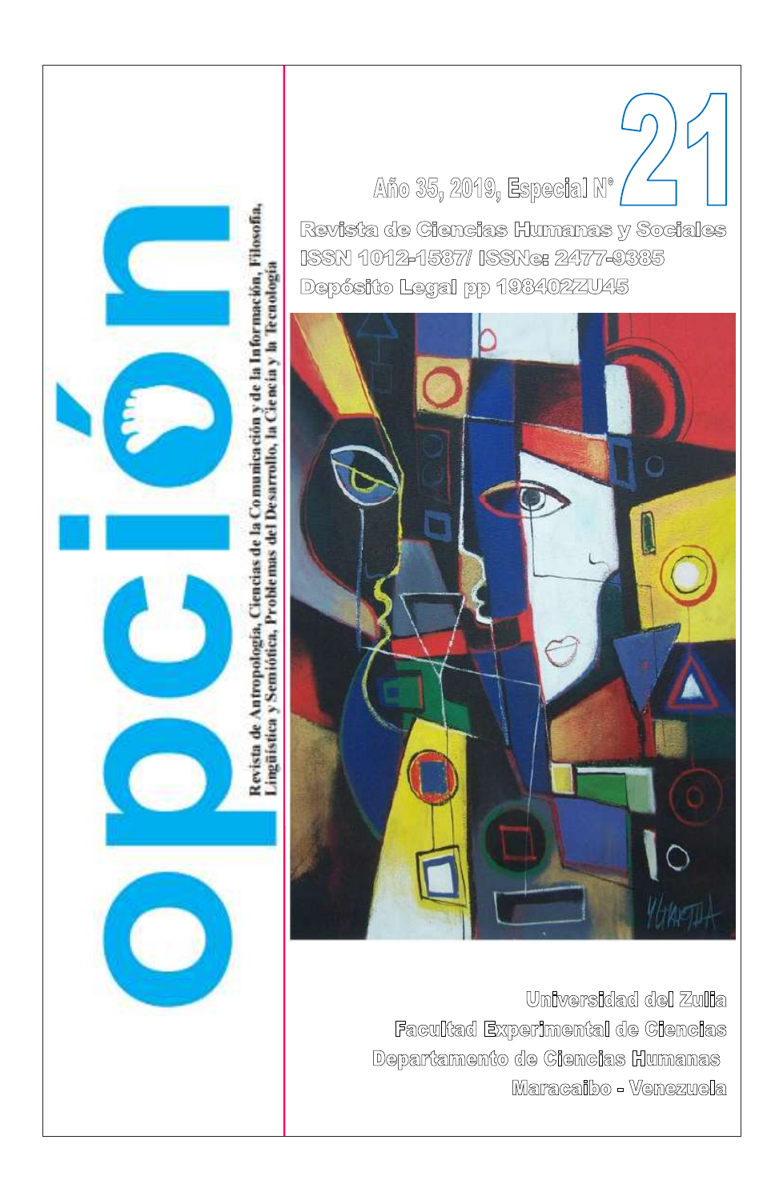# opción

Revista de Antropología, Ciencias de la Comunicación y de la Información, Filosofía, Lingüística y Semiótica, Problemas del Desarrollo, la Ciencia y la Tecnología

Año 35, 2019, Especial N° 21

Revista de Ciencias Humanas y Sociales

ISSN 1012-1587/ ISSNe: 2477-9385

Depósito Legal pp 198402ZU45

Universidad del Zulia

Facultad Experimental de Ciencias

Departamento de Ciencias Humanas

Maracaibo - Venezuela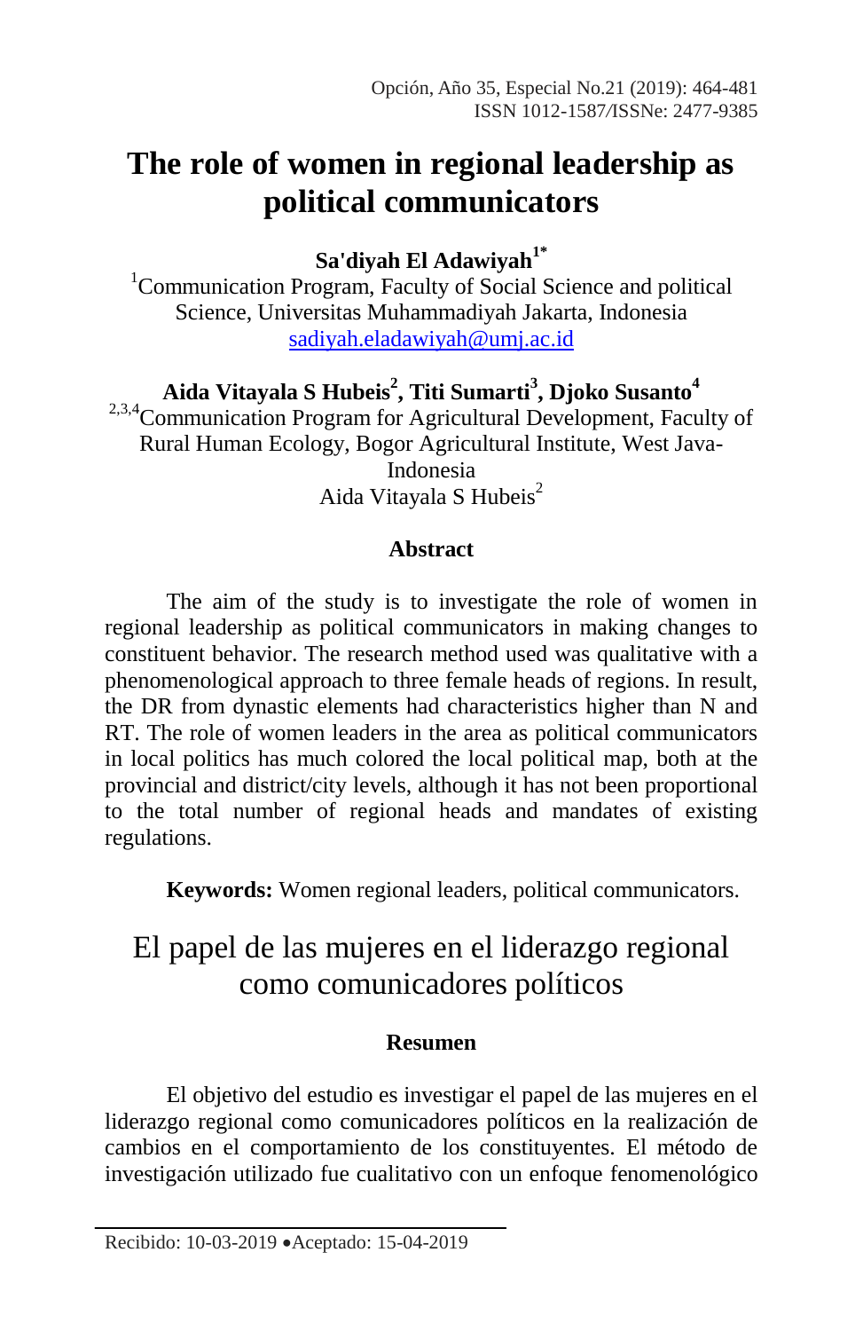# The role of women in regional leadership as political communicators

**Sa'diyah El Adawiyah**[1*]

[1]Communication Program, Faculty of Social Science and political Science, Universitas Muhammadiyah Jakarta, Indonesia
sadiyah.eladawiyah@umj.ac.id

**Aida Vitayala S Hubeis**[2], **Titi Sumarti**[3], **Djoko Susanto**[4]

[2,3,4]Communication Program for Agricultural Development, Faculty of Rural Human Ecology, Bogor Agricultural Institute, West Java-Indonesia
Aida Vitayala S Hubeis[2]

## Abstract

The aim of the study is to investigate the role of women in regional leadership as political communicators in making changes to constituent behavior. The research method used was qualitative with a phenomenological approach to three female heads of regions. In result, the DR from dynastic elements had characteristics higher than N and RT. The role of women leaders in the area as political communicators in local politics has much colored the local political map, both at the provincial and district/city levels, although it has not been proportional to the total number of regional heads and mandates of existing regulations.

**Keywords:** Women regional leaders, political communicators.

# El papel de las mujeres en el liderazgo regional como comunicadores políticos

## Resumen

El objetivo del estudio es investigar el papel de las mujeres en el liderazgo regional como comunicadores políticos en la realización de cambios en el comportamiento de los constituyentes. El método de investigación utilizado fue cualitativo con un enfoque fenomenológico

Recibido: 10-03-2019 •Aceptado: 15-04-2019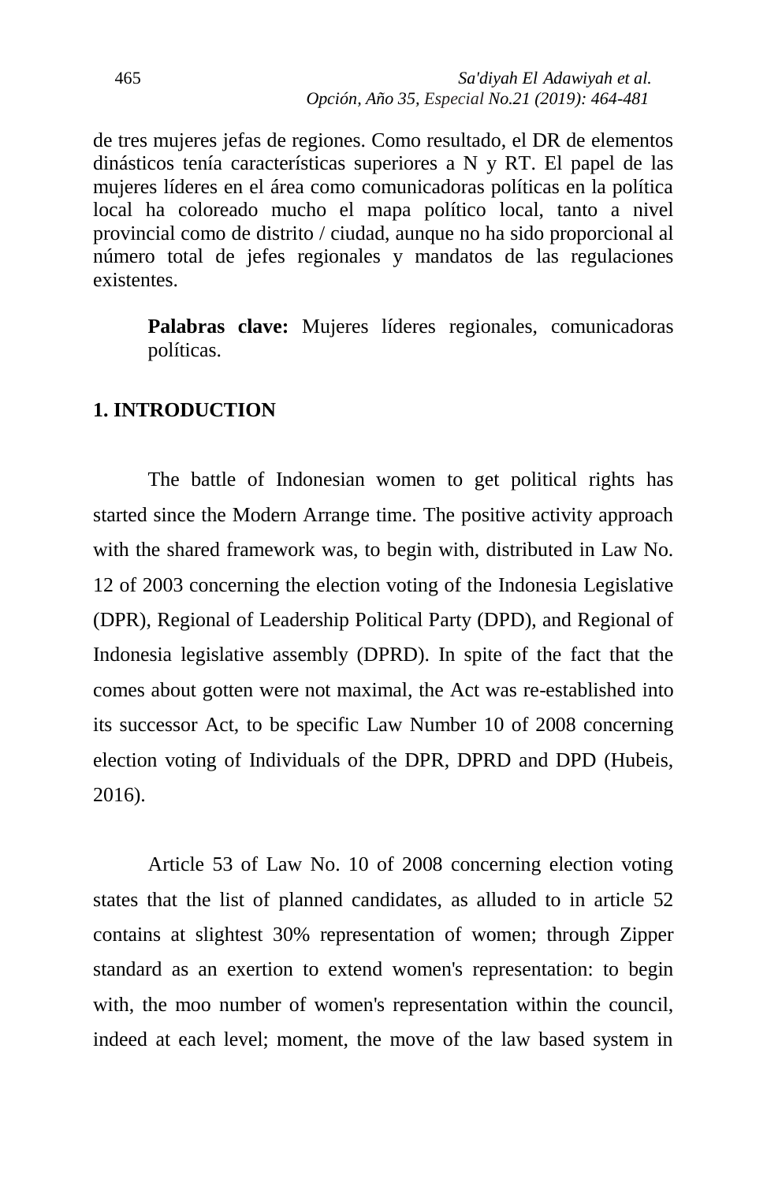de tres mujeres jefas de regiones. Como resultado, el DR de elementos dinásticos tenía características superiores a N y RT. El papel de las mujeres líderes en el área como comunicadoras políticas en la política local ha coloreado mucho el mapa político local, tanto a nivel provincial como de distrito / ciudad, aunque no ha sido proporcional al número total de jefes regionales y mandatos de las regulaciones existentes.

> **Palabras clave:** Mujeres líderes regionales, comunicadoras políticas.

## 1. INTRODUCTION

The battle of Indonesian women to get political rights has started since the Modern Arrange time. The positive activity approach with the shared framework was, to begin with, distributed in Law No. 12 of 2003 concerning the election voting of the Indonesia Legislative (DPR), Regional of Leadership Political Party (DPD), and Regional of Indonesia legislative assembly (DPRD). In spite of the fact that the comes about gotten were not maximal, the Act was re-established into its successor Act, to be specific Law Number 10 of 2008 concerning election voting of Individuals of the DPR, DPRD and DPD (Hubeis, 2016).

Article 53 of Law No. 10 of 2008 concerning election voting states that the list of planned candidates, as alluded to in article 52 contains at slightest 30% representation of women; through Zipper standard as an exertion to extend women's representation: to begin with, the moo number of women's representation within the council, indeed at each level; moment, the move of the law based system in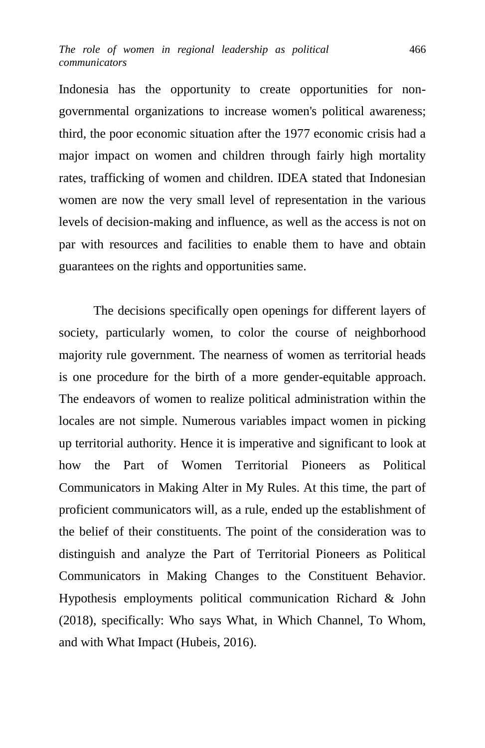Indonesia has the opportunity to create opportunities for non-governmental organizations to increase women's political awareness; third, the poor economic situation after the 1977 economic crisis had a major impact on women and children through fairly high mortality rates, trafficking of women and children. IDEA stated that Indonesian women are now the very small level of representation in the various levels of decision-making and influence, as well as the access is not on par with resources and facilities to enable them to have and obtain guarantees on the rights and opportunities same.

The decisions specifically open openings for different layers of society, particularly women, to color the course of neighborhood majority rule government. The nearness of women as territorial heads is one procedure for the birth of a more gender-equitable approach. The endeavors of women to realize political administration within the locales are not simple. Numerous variables impact women in picking up territorial authority. Hence it is imperative and significant to look at how the Part of Women Territorial Pioneers as Political Communicators in Making Alter in My Rules. At this time, the part of proficient communicators will, as a rule, ended up the establishment of the belief of their constituents. The point of the consideration was to distinguish and analyze the Part of Territorial Pioneers as Political Communicators in Making Changes to the Constituent Behavior. Hypothesis employments political communication Richard & John (2018), specifically: Who says What, in Which Channel, To Whom, and with What Impact (Hubeis, 2016).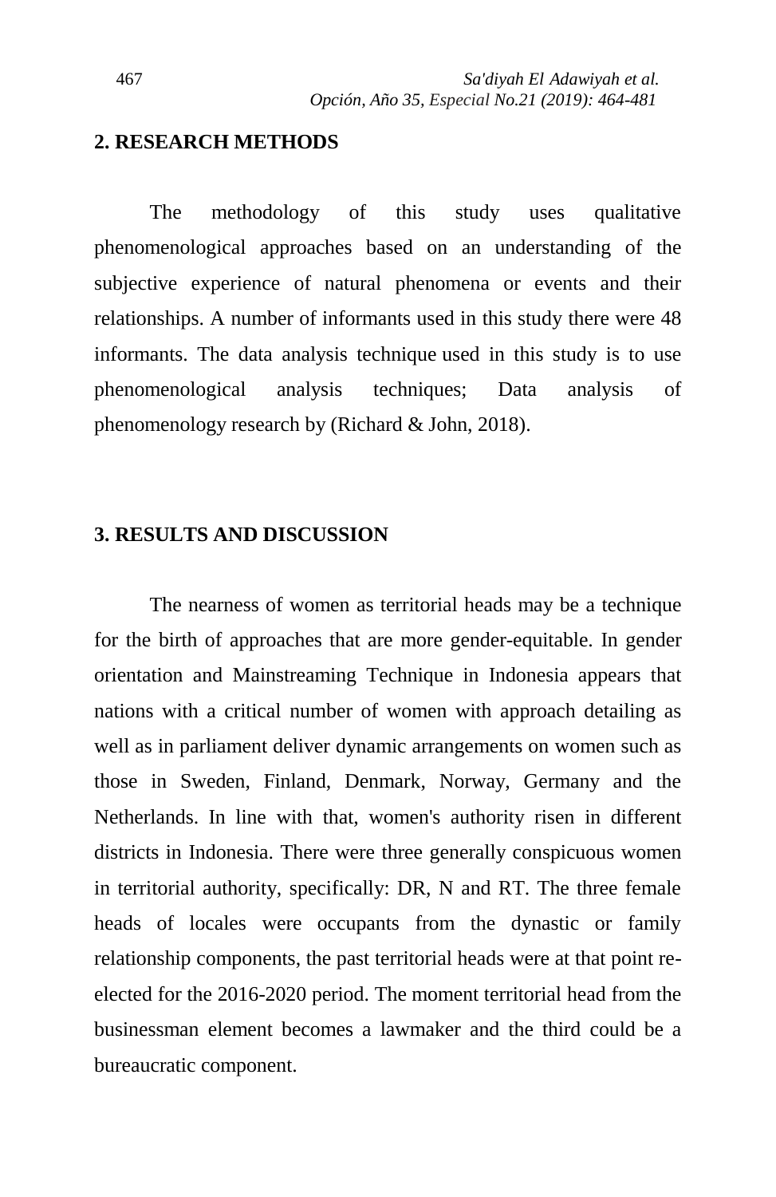## 2. RESEARCH METHODS

The methodology of this study uses qualitative phenomenological approaches based on an understanding of the subjective experience of natural phenomena or events and their relationships. A number of informants used in this study there were 48 informants. The data analysis technique used in this study is to use phenomenological analysis techniques; Data analysis of phenomenology research by (Richard & John, 2018).

## 3. RESULTS AND DISCUSSION

The nearness of women as territorial heads may be a technique for the birth of approaches that are more gender-equitable. In gender orientation and Mainstreaming Technique in Indonesia appears that nations with a critical number of women with approach detailing as well as in parliament deliver dynamic arrangements on women such as those in Sweden, Finland, Denmark, Norway, Germany and the Netherlands. In line with that, women's authority risen in different districts in Indonesia. There were three generally conspicuous women in territorial authority, specifically: DR, N and RT. The three female heads of locales were occupants from the dynastic or family relationship components, the past territorial heads were at that point re-elected for the 2016-2020 period. The moment territorial head from the businessman element becomes a lawmaker and the third could be a bureaucratic component.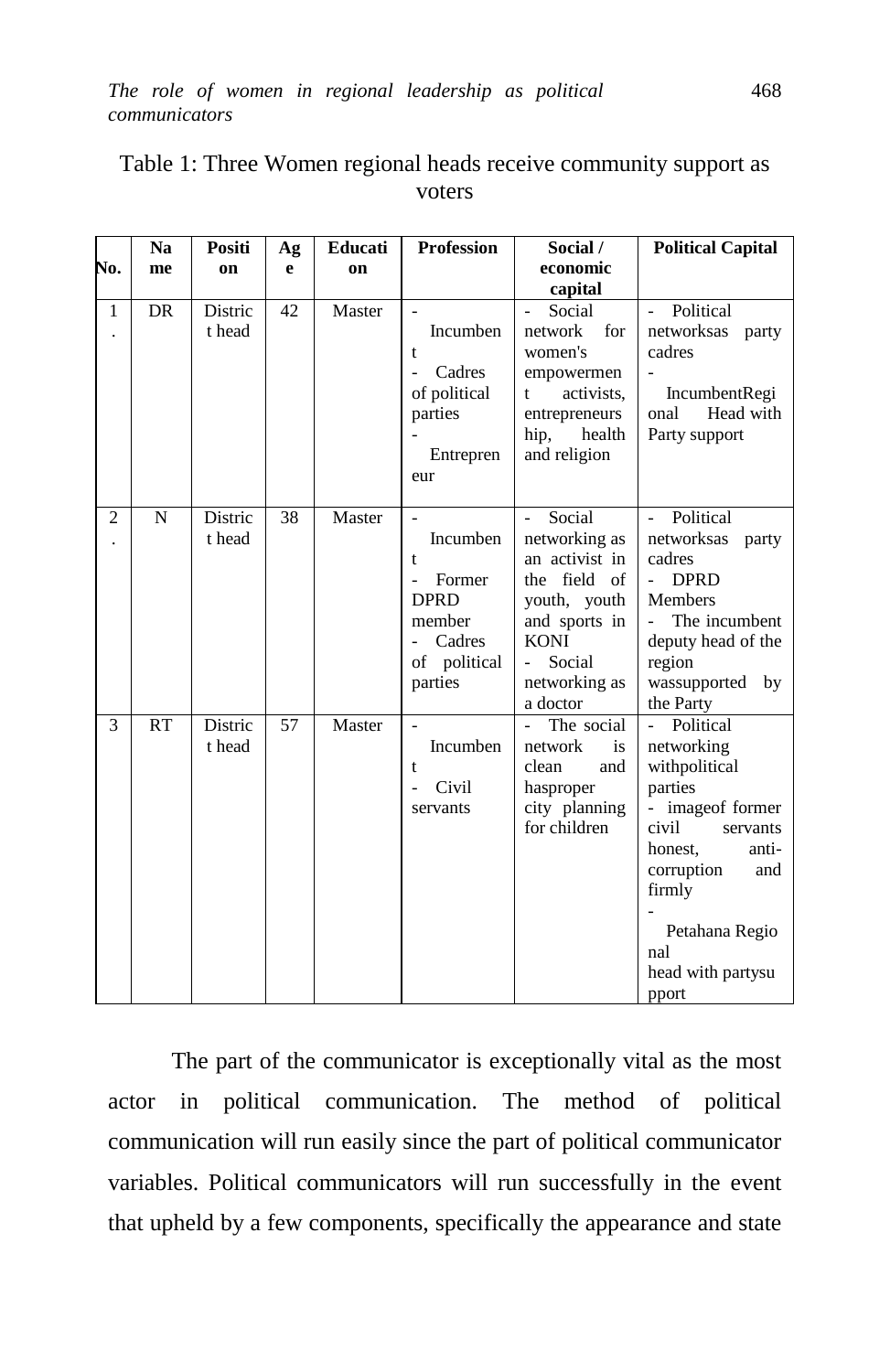Table 1: Three Women regional heads receive community support as voters

| No. | Name | Position | Age | Education | Profession | Social / economic capital | Political Capital |
|---|---|---|---|---|---|---|---|
| 1. | DR | District head | 42 | Master | - Incumbent<br>- Cadres of political parties<br>- Entrepreneur | - Social network for women's empowerment activists, entrepreneurship, health and religion | - Political networksas party cadres<br>- IncumbentRegional Head with Party support |
| 2. | N | District head | 38 | Master | - Incumbent<br>- Former DPRD member<br>- Cadres of political parties | - Social networking as an activist in the field of youth, youth and sports in KONI<br>- Social networking as a doctor | - Political networksas party cadres<br>- DPRD Members<br>- The incumbent deputy head of the region wassupported by the Party |
| 3 | RT | District head | 57 | Master | - Incumbent<br>- Civil servants | - The social network is clean and hasproper city planning for children | - Political networking withpolitical parties<br>- imageof former civil servants honest, anti-corruption and firmly<br>- Petahana Regional head with partysupport |

The part of the communicator is exceptionally vital as the most actor in political communication. The method of political communication will run easily since the part of political communicator variables. Political communicators will run successfully in the event that upheld by a few components, specifically the appearance and state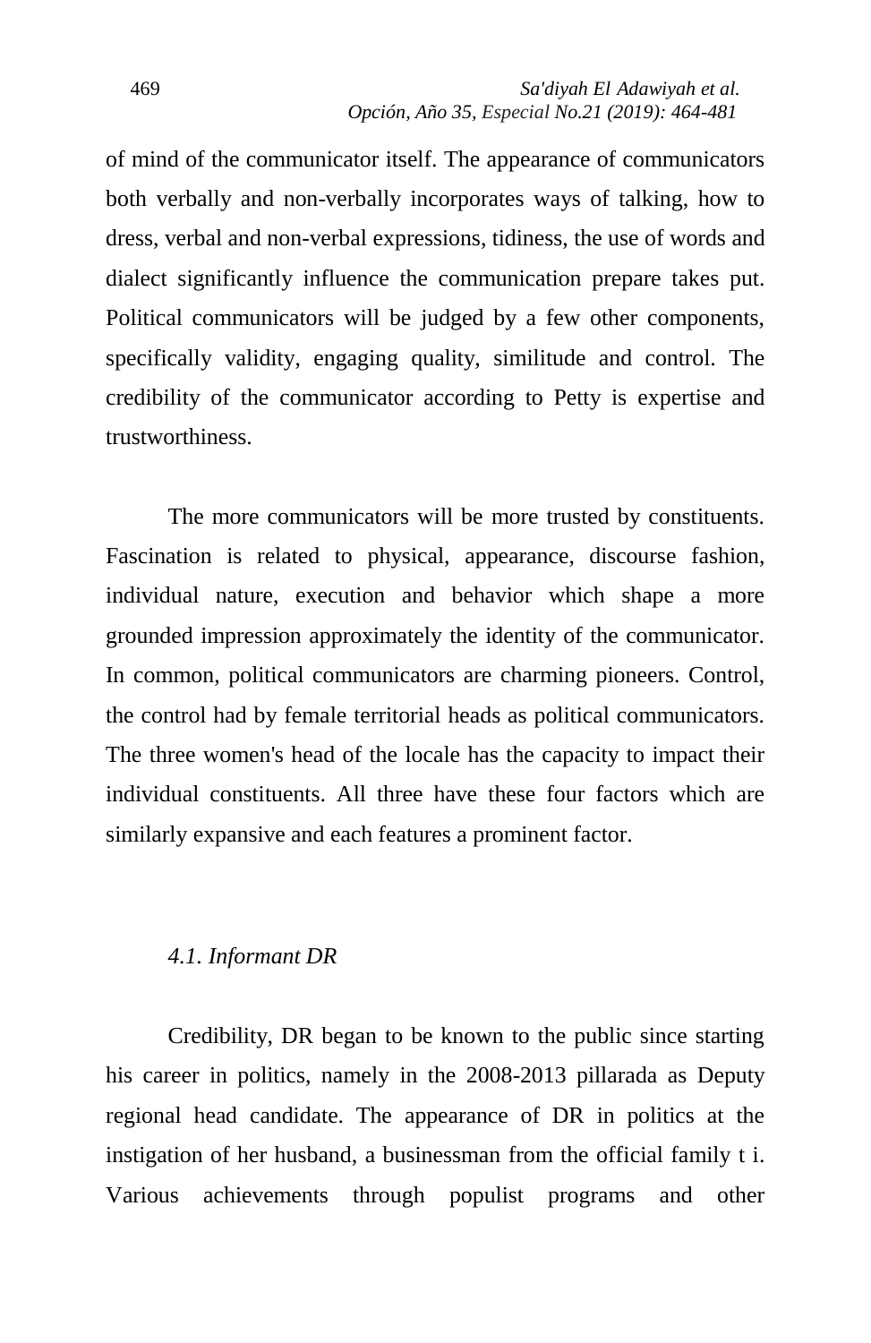of mind of the communicator itself. The appearance of communicators both verbally and non-verbally incorporates ways of talking, how to dress, verbal and non-verbal expressions, tidiness, the use of words and dialect significantly influence the communication prepare takes put. Political communicators will be judged by a few other components, specifically validity, engaging quality, similitude and control. The credibility of the communicator according to Petty is expertise and trustworthiness.

The more communicators will be more trusted by constituents. Fascination is related to physical, appearance, discourse fashion, individual nature, execution and behavior which shape a more grounded impression approximately the identity of the communicator. In common, political communicators are charming pioneers. Control, the control had by female territorial heads as political communicators. The three women's head of the locale has the capacity to impact their individual constituents. All three have these four factors which are similarly expansive and each features a prominent factor.

### *4.1. Informant DR*

Credibility, DR began to be known to the public since starting his career in politics, namely in the 2008-2013 pillarada as Deputy regional head candidate. The appearance of DR in politics at the instigation of her husband, a businessman from the official family t i. Various achievements through populist programs and other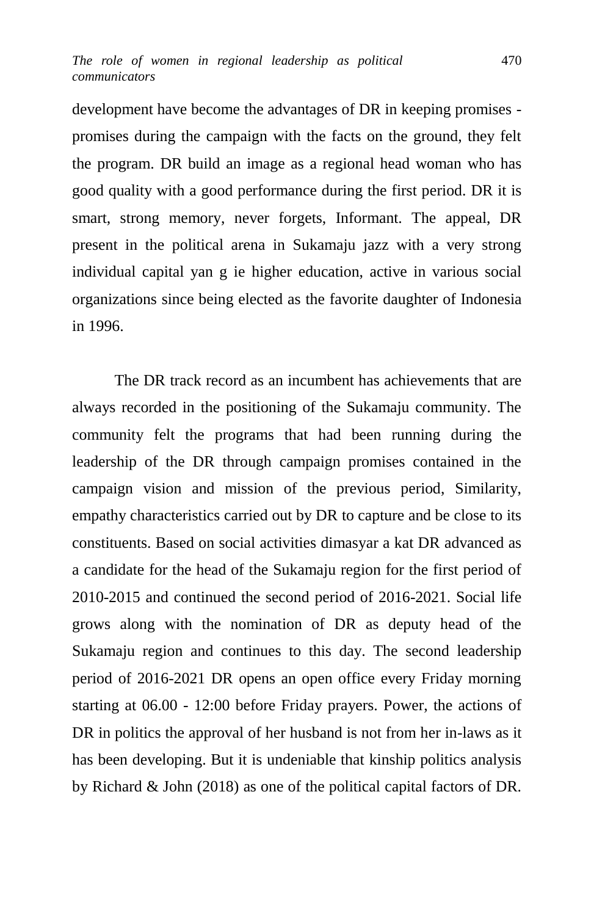development have become the advantages of DR in keeping promises - promises during the campaign with the facts on the ground, they felt the program. DR build an image as a regional head woman who has good quality with a good performance during the first period. DR it is smart, strong memory, never forgets, Informant. The appeal, DR present in the political arena in Sukamaju jazz with a very strong individual capital yan g ie higher education, active in various social organizations since being elected as the favorite daughter of Indonesia in 1996.

The DR track record as an incumbent has achievements that are always recorded in the positioning of the Sukamaju community. The community felt the programs that had been running during the leadership of the DR through campaign promises contained in the campaign vision and mission of the previous period, Similarity, empathy characteristics carried out by DR to capture and be close to its constituents. Based on social activities dimasyar a kat DR advanced as a candidate for the head of the Sukamaju region for the first period of 2010-2015 and continued the second period of 2016-2021. Social life grows along with the nomination of DR as deputy head of the Sukamaju region and continues to this day. The second leadership period of 2016-2021 DR opens an open office every Friday morning starting at 06.00 - 12:00 before Friday prayers. Power, the actions of DR in politics the approval of her husband is not from her in-laws as it has been developing. But it is undeniable that kinship politics analysis by Richard & John (2018) as one of the political capital factors of DR.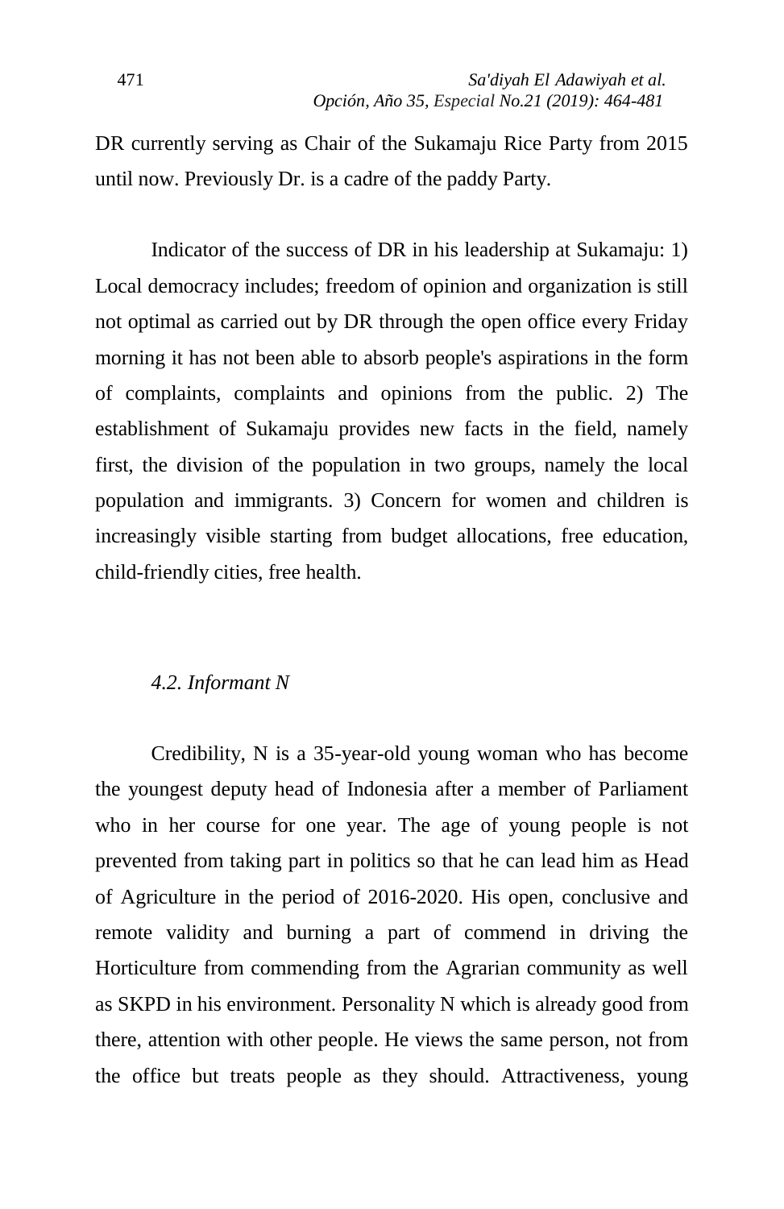DR currently serving as Chair of the Sukamaju Rice Party from 2015 until now. Previously Dr. is a cadre of the paddy Party.

Indicator of the success of DR in his leadership at Sukamaju: 1) Local democracy includes; freedom of opinion and organization is still not optimal as carried out by DR through the open office every Friday morning it has not been able to absorb people's aspirations in the form of complaints, complaints and opinions from the public. 2) The establishment of Sukamaju provides new facts in the field, namely first, the division of the population in two groups, namely the local population and immigrants. 3) Concern for women and children is increasingly visible starting from budget allocations, free education, child-friendly cities, free health.

### *4.2. Informant N*

Credibility, N is a 35-year-old young woman who has become the youngest deputy head of Indonesia after a member of Parliament who in her course for one year. The age of young people is not prevented from taking part in politics so that he can lead him as Head of Agriculture in the period of 2016-2020. His open, conclusive and remote validity and burning a part of commend in driving the Horticulture from commending from the Agrarian community as well as SKPD in his environment. Personality N which is already good from there, attention with other people. He views the same person, not from the office but treats people as they should. Attractiveness, young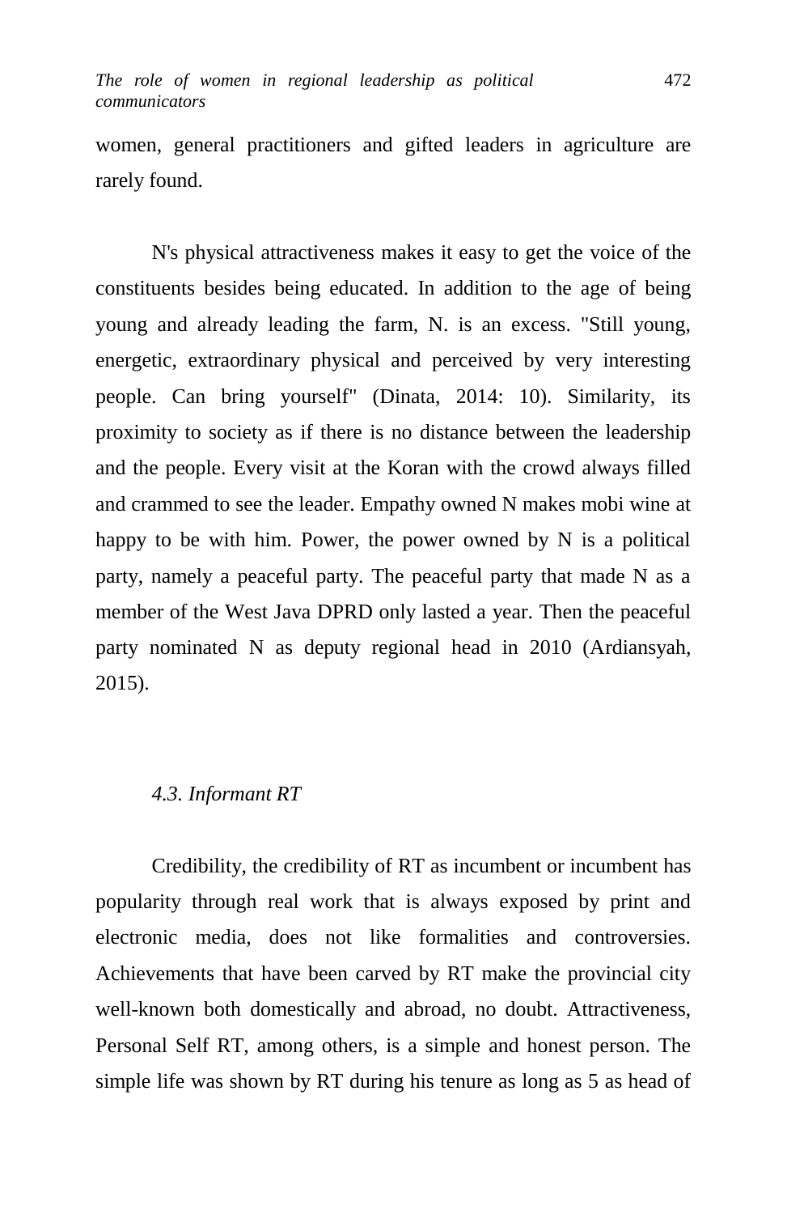women, general practitioners and gifted leaders in agriculture are rarely found.

N's physical attractiveness makes it easy to get the voice of the constituents besides being educated. In addition to the age of being young and already leading the farm, N. is an excess. "Still young, energetic, extraordinary physical and perceived by very interesting people. Can bring yourself" (Dinata, 2014: 10). Similarity, its proximity to society as if there is no distance between the leadership and the people. Every visit at the Koran with the crowd always filled and crammed to see the leader. Empathy owned N makes mobi wine at happy to be with him. Power, the power owned by N is a political party, namely a peaceful party. The peaceful party that made N as a member of the West Java DPRD only lasted a year. Then the peaceful party nominated N as deputy regional head in 2010 (Ardiansyah, 2015).

### *4.3. Informant RT*

Credibility, the credibility of RT as incumbent or incumbent has popularity through real work that is always exposed by print and electronic media, does not like formalities and controversies. Achievements that have been carved by RT make the provincial city well-known both domestically and abroad, no doubt. Attractiveness, Personal Self RT, among others, is a simple and honest person. The simple life was shown by RT during his tenure as long as 5 as head of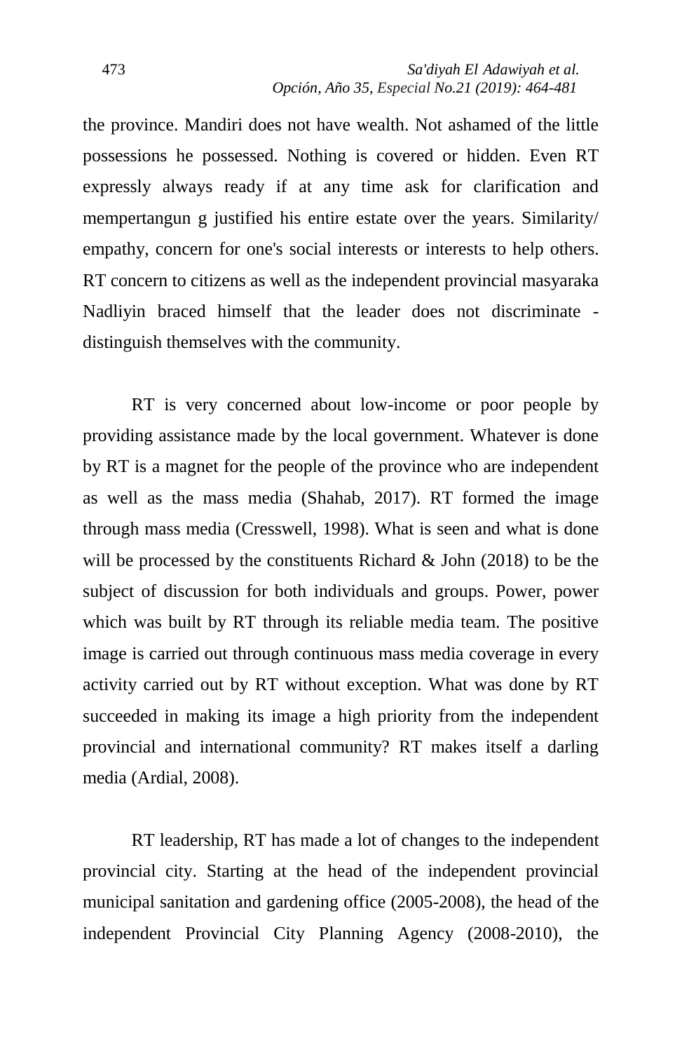the province. Mandiri does not have wealth. Not ashamed of the little possessions he possessed. Nothing is covered or hidden. Even RT expressly always ready if at any time ask for clarification and mempertangun g justified his entire estate over the years. Similarity/ empathy, concern for one's social interests or interests to help others. RT concern to citizens as well as the independent provincial masyaraka Nadliyin braced himself that the leader does not discriminate - distinguish themselves with the community.

RT is very concerned about low-income or poor people by providing assistance made by the local government. Whatever is done by RT is a magnet for the people of the province who are independent as well as the mass media (Shahab, 2017). RT formed the image through mass media (Cresswell, 1998). What is seen and what is done will be processed by the constituents Richard & John (2018) to be the subject of discussion for both individuals and groups. Power, power which was built by RT through its reliable media team. The positive image is carried out through continuous mass media coverage in every activity carried out by RT without exception. What was done by RT succeeded in making its image a high priority from the independent provincial and international community? RT makes itself a darling media (Ardial, 2008).

RT leadership, RT has made a lot of changes to the independent provincial city. Starting at the head of the independent provincial municipal sanitation and gardening office (2005-2008), the head of the independent Provincial City Planning Agency (2008-2010), the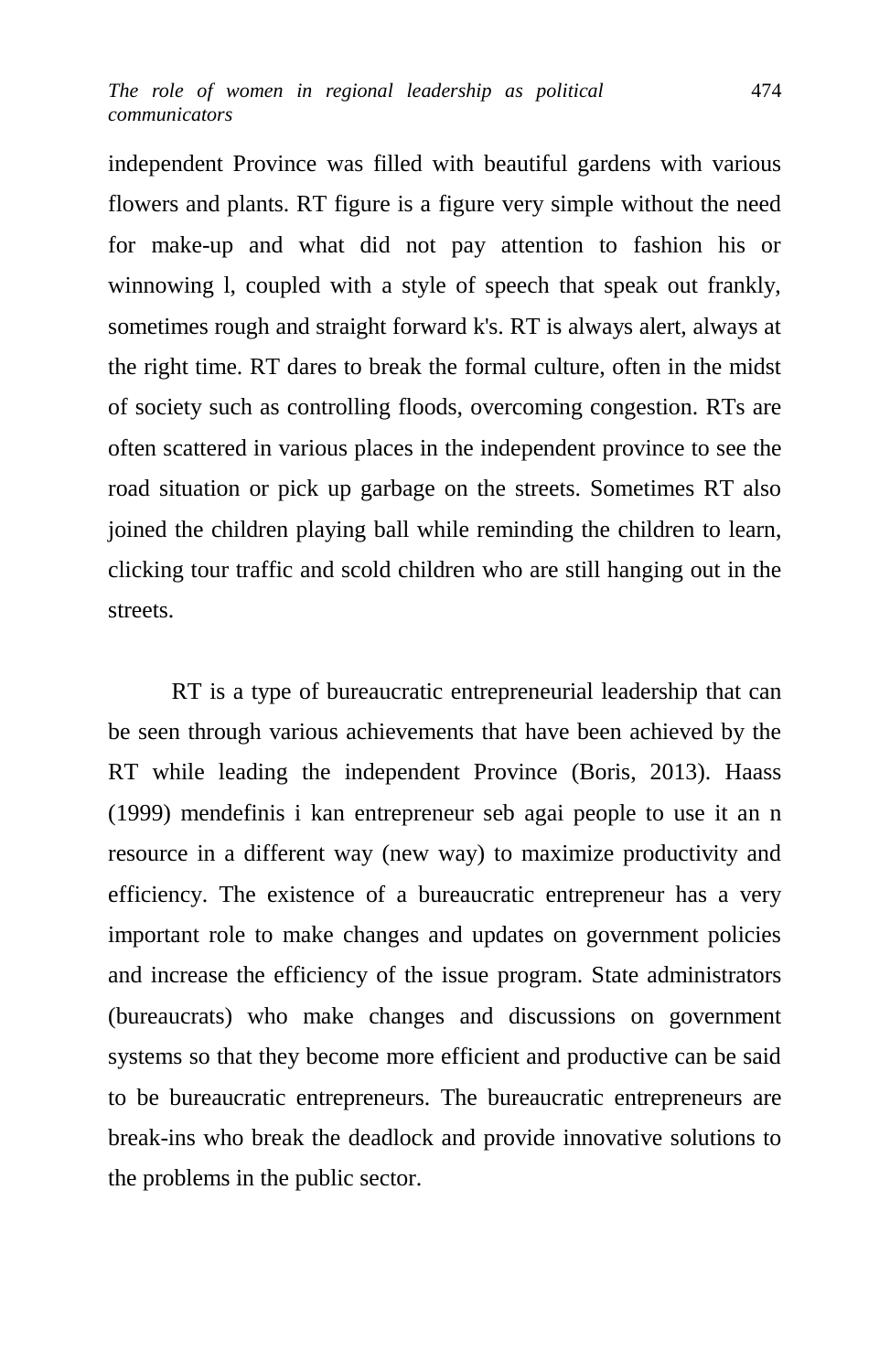independent Province was filled with beautiful gardens with various flowers and plants. RT figure is a figure very simple without the need for make-up and what did not pay attention to fashion his or winnowing l, coupled with a style of speech that speak out frankly, sometimes rough and straight forward k's. RT is always alert, always at the right time. RT dares to break the formal culture, often in the midst of society such as controlling floods, overcoming congestion. RTs are often scattered in various places in the independent province to see the road situation or pick up garbage on the streets. Sometimes RT also joined the children playing ball while reminding the children to learn, clicking tour traffic and scold children who are still hanging out in the streets.

RT is a type of bureaucratic entrepreneurial leadership that can be seen through various achievements that have been achieved by the RT while leading the independent Province (Boris, 2013). Haass (1999) mendefinis i kan entrepreneur seb agai people to use it an n resource in a different way (new way) to maximize productivity and efficiency. The existence of a bureaucratic entrepreneur has a very important role to make changes and updates on government policies and increase the efficiency of the issue program. State administrators (bureaucrats) who make changes and discussions on government systems so that they become more efficient and productive can be said to be bureaucratic entrepreneurs. The bureaucratic entrepreneurs are break-ins who break the deadlock and provide innovative solutions to the problems in the public sector.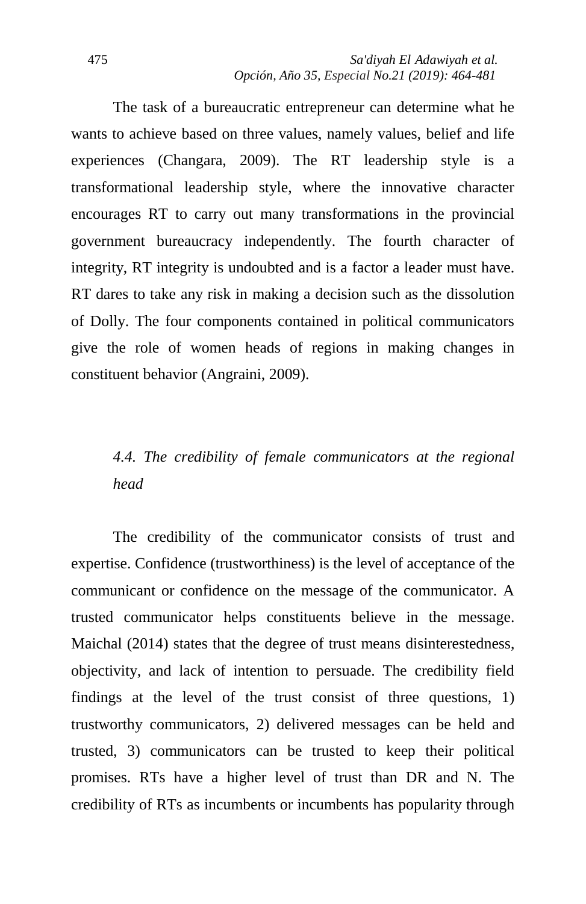The task of a bureaucratic entrepreneur can determine what he wants to achieve based on three values, namely values, belief and life experiences (Changara, 2009). The RT leadership style is a transformational leadership style, where the innovative character encourages RT to carry out many transformations in the provincial government bureaucracy independently. The fourth character of integrity, RT integrity is undoubted and is a factor a leader must have. RT dares to take any risk in making a decision such as the dissolution of Dolly. The four components contained in political communicators give the role of women heads of regions in making changes in constituent behavior (Angraini, 2009).

### *4.4. The credibility of female communicators at the regional head*

The credibility of the communicator consists of trust and expertise. Confidence (trustworthiness) is the level of acceptance of the communicant or confidence on the message of the communicator. A trusted communicator helps constituents believe in the message. Maichal (2014) states that the degree of trust means disinterestedness, objectivity, and lack of intention to persuade. The credibility field findings at the level of the trust consist of three questions, 1) trustworthy communicators, 2) delivered messages can be held and trusted, 3) communicators can be trusted to keep their political promises. RTs have a higher level of trust than DR and N. The credibility of RTs as incumbents or incumbents has popularity through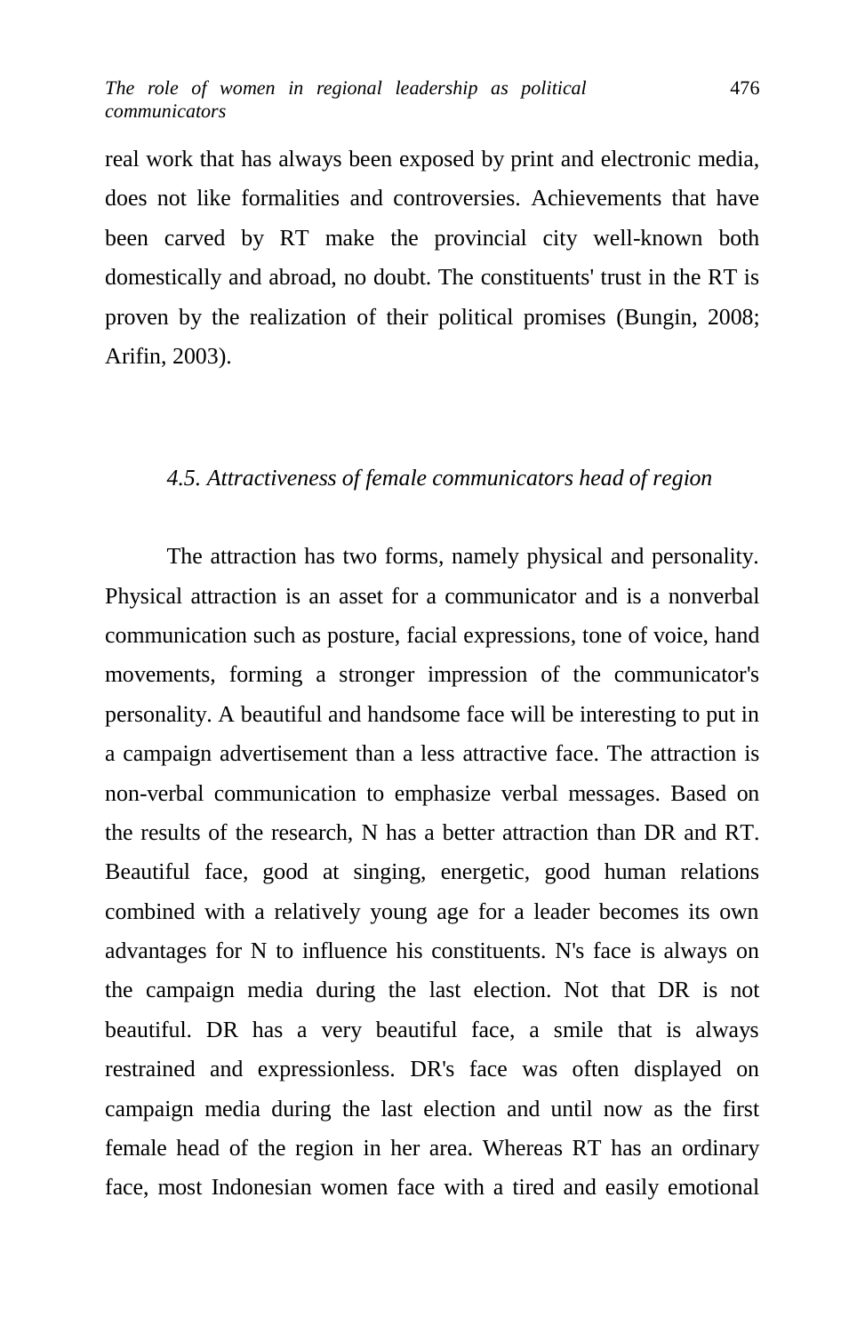real work that has always been exposed by print and electronic media, does not like formalities and controversies. Achievements that have been carved by RT make the provincial city well-known both domestically and abroad, no doubt. The constituents' trust in the RT is proven by the realization of their political promises (Bungin, 2008; Arifin, 2003).

### *4.5. Attractiveness of female communicators head of region*

The attraction has two forms, namely physical and personality. Physical attraction is an asset for a communicator and is a nonverbal communication such as posture, facial expressions, tone of voice, hand movements, forming a stronger impression of the communicator's personality. A beautiful and handsome face will be interesting to put in a campaign advertisement than a less attractive face. The attraction is non-verbal communication to emphasize verbal messages. Based on the results of the research, N has a better attraction than DR and RT. Beautiful face, good at singing, energetic, good human relations combined with a relatively young age for a leader becomes its own advantages for N to influence his constituents. N's face is always on the campaign media during the last election. Not that DR is not beautiful. DR has a very beautiful face, a smile that is always restrained and expressionless. DR's face was often displayed on campaign media during the last election and until now as the first female head of the region in her area. Whereas RT has an ordinary face, most Indonesian women face with a tired and easily emotional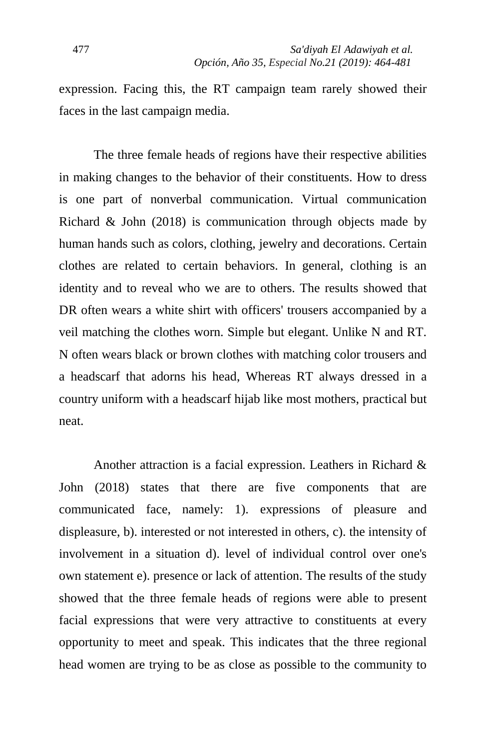expression. Facing this, the RT campaign team rarely showed their faces in the last campaign media.

The three female heads of regions have their respective abilities in making changes to the behavior of their constituents. How to dress is one part of nonverbal communication. Virtual communication Richard & John (2018) is communication through objects made by human hands such as colors, clothing, jewelry and decorations. Certain clothes are related to certain behaviors. In general, clothing is an identity and to reveal who we are to others. The results showed that DR often wears a white shirt with officers' trousers accompanied by a veil matching the clothes worn. Simple but elegant. Unlike N and RT. N often wears black or brown clothes with matching color trousers and a headscarf that adorns his head, Whereas RT always dressed in a country uniform with a headscarf hijab like most mothers, practical but neat.

Another attraction is a facial expression. Leathers in Richard & John (2018) states that there are five components that are communicated face, namely: 1). expressions of pleasure and displeasure, b). interested or not interested in others, c). the intensity of involvement in a situation d). level of individual control over one's own statement e). presence or lack of attention. The results of the study showed that the three female heads of regions were able to present facial expressions that were very attractive to constituents at every opportunity to meet and speak. This indicates that the three regional head women are trying to be as close as possible to the community to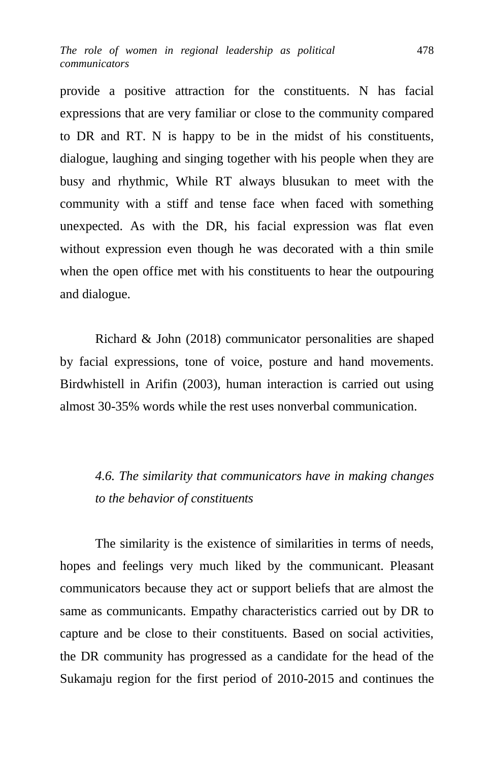provide a positive attraction for the constituents. N has facial expressions that are very familiar or close to the community compared to DR and RT. N is happy to be in the midst of his constituents, dialogue, laughing and singing together with his people when they are busy and rhythmic, While RT always blusukan to meet with the community with a stiff and tense face when faced with something unexpected. As with the DR, his facial expression was flat even without expression even though he was decorated with a thin smile when the open office met with his constituents to hear the outpouring and dialogue.

Richard & John (2018) communicator personalities are shaped by facial expressions, tone of voice, posture and hand movements. Birdwhistell in Arifin (2003), human interaction is carried out using almost 30-35% words while the rest uses nonverbal communication.

### *4.6. The similarity that communicators have in making changes to the behavior of constituents*

The similarity is the existence of similarities in terms of needs, hopes and feelings very much liked by the communicant. Pleasant communicators because they act or support beliefs that are almost the same as communicants. Empathy characteristics carried out by DR to capture and be close to their constituents. Based on social activities, the DR community has progressed as a candidate for the head of the Sukamaju region for the first period of 2010-2015 and continues the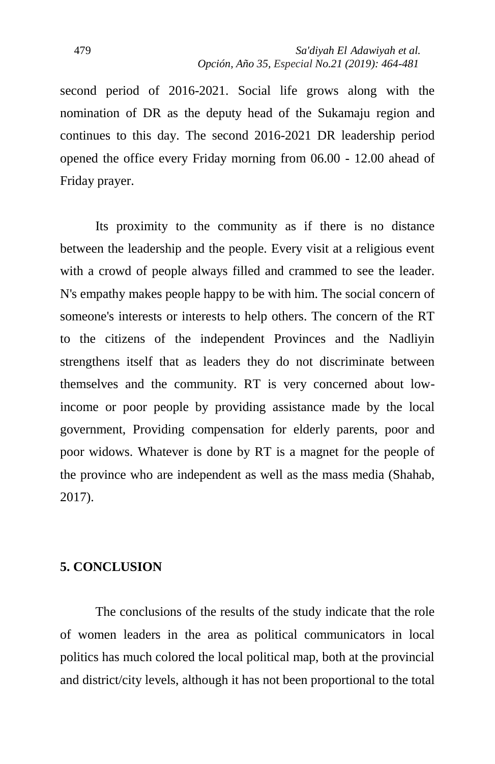second period of 2016-2021. Social life grows along with the nomination of DR as the deputy head of the Sukamaju region and continues to this day. The second 2016-2021 DR leadership period opened the office every Friday morning from 06.00 - 12.00 ahead of Friday prayer.

Its proximity to the community as if there is no distance between the leadership and the people. Every visit at a religious event with a crowd of people always filled and crammed to see the leader. N's empathy makes people happy to be with him. The social concern of someone's interests or interests to help others. The concern of the RT to the citizens of the independent Provinces and the Nadliyin strengthens itself that as leaders they do not discriminate between themselves and the community. RT is very concerned about low-income or poor people by providing assistance made by the local government, Providing compensation for elderly parents, poor and poor widows. Whatever is done by RT is a magnet for the people of the province who are independent as well as the mass media (Shahab, 2017).

## 5. CONCLUSION

The conclusions of the results of the study indicate that the role of women leaders in the area as political communicators in local politics has much colored the local political map, both at the provincial and district/city levels, although it has not been proportional to the total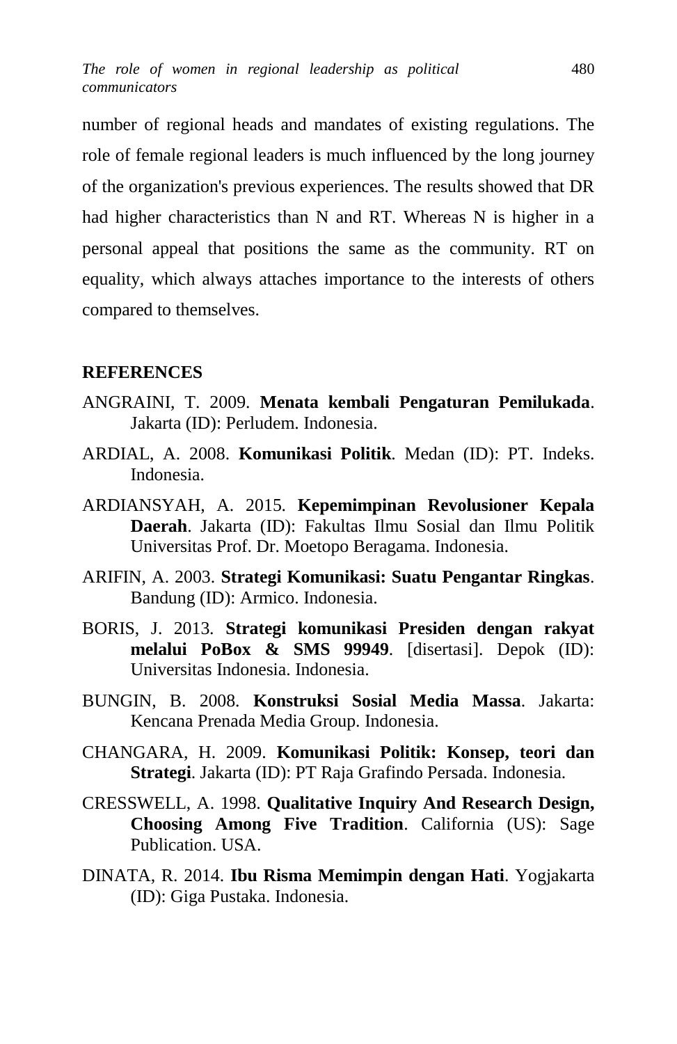number of regional heads and mandates of existing regulations. The role of female regional leaders is much influenced by the long journey of the organization's previous experiences. The results showed that DR had higher characteristics than N and RT. Whereas N is higher in a personal appeal that positions the same as the community. RT on equality, which always attaches importance to the interests of others compared to themselves.

## REFERENCES

ANGRAINI, T. 2009. **Menata kembali Pengaturan Pemilukada**. Jakarta (ID): Perludem. Indonesia.

ARDIAL, A. 2008. **Komunikasi Politik**. Medan (ID): PT. Indeks. Indonesia.

ARDIANSYAH, A. 2015. **Kepemimpinan Revolusioner Kepala Daerah**. Jakarta (ID): Fakultas Ilmu Sosial dan Ilmu Politik Universitas Prof. Dr. Moetopo Beragama. Indonesia.

ARIFIN, A. 2003. **Strategi Komunikasi: Suatu Pengantar Ringkas**. Bandung (ID): Armico. Indonesia.

BORIS, J. 2013. **Strategi komunikasi Presiden dengan rakyat melalui PoBox & SMS 99949**. [disertasi]. Depok (ID): Universitas Indonesia. Indonesia.

BUNGIN, B. 2008. **Konstruksi Sosial Media Massa**. Jakarta: Kencana Prenada Media Group. Indonesia.

CHANGARA, H. 2009. **Komunikasi Politik: Konsep, teori dan Strategi**. Jakarta (ID): PT Raja Grafindo Persada. Indonesia.

CRESSWELL, A. 1998. **Qualitative Inquiry And Research Design, Choosing Among Five Tradition**. California (US): Sage Publication. USA.

DINATA, R. 2014. **Ibu Risma Memimpin dengan Hati**. Yogjakarta (ID): Giga Pustaka. Indonesia.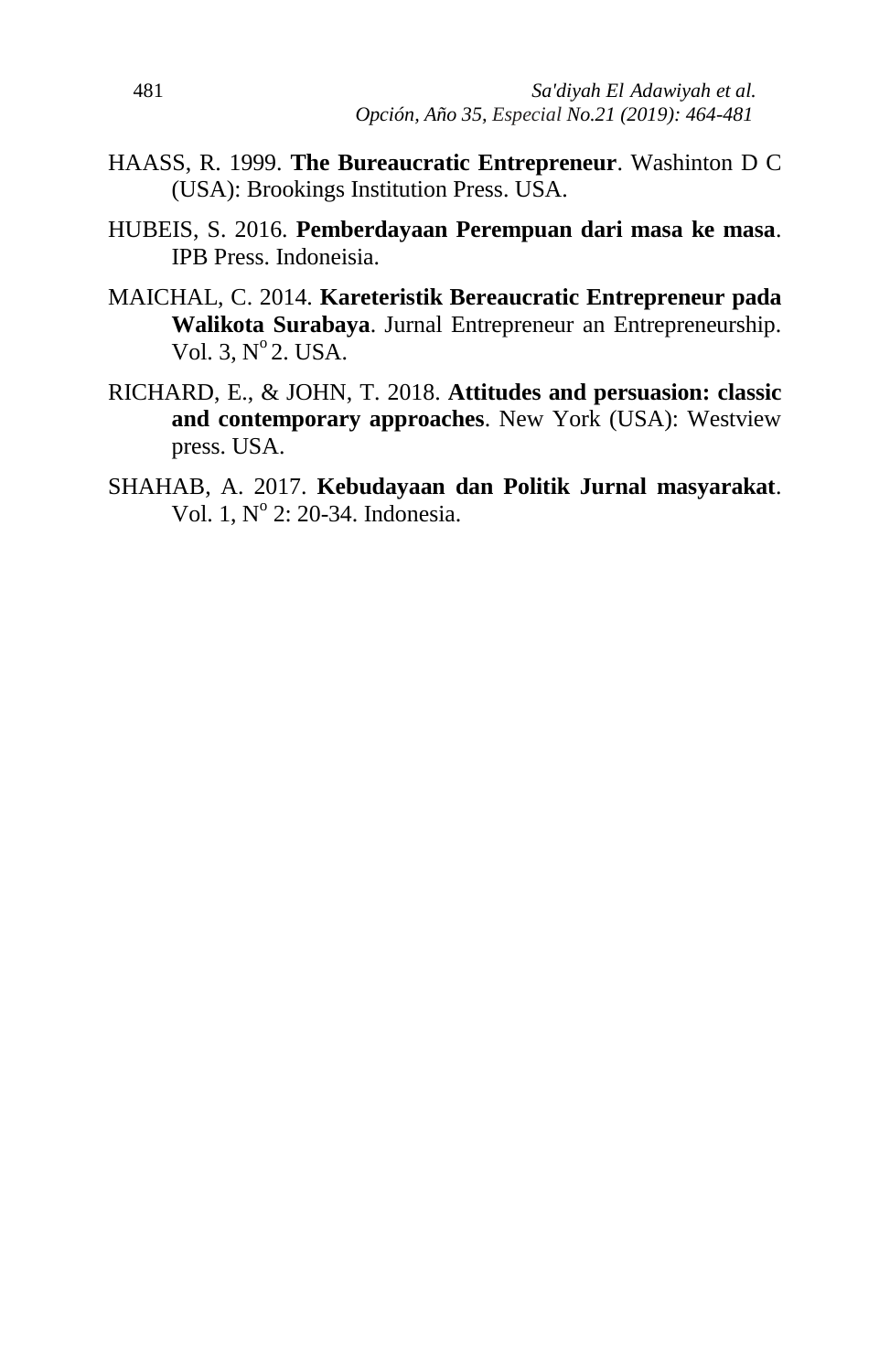HAASS, R. 1999. **The Bureaucratic Entrepreneur**. Washinton D C (USA): Brookings Institution Press. USA.

HUBEIS, S. 2016. **Pemberdayaan Perempuan dari masa ke masa**. IPB Press. Indoneisia.

MAICHAL, C. 2014. **Kareteristik Bereaucratic Entrepreneur pada Walikota Surabaya**. Jurnal Entrepreneur an Entrepreneurship. Vol. 3, N° 2. USA.

RICHARD, E., & JOHN, T. 2018. **Attitudes and persuasion: classic and contemporary approaches**. New York (USA): Westview press. USA.

SHAHAB, A. 2017. **Kebudayaan dan Politik Jurnal masyarakat**. Vol. 1, N° 2: 20-34. Indonesia.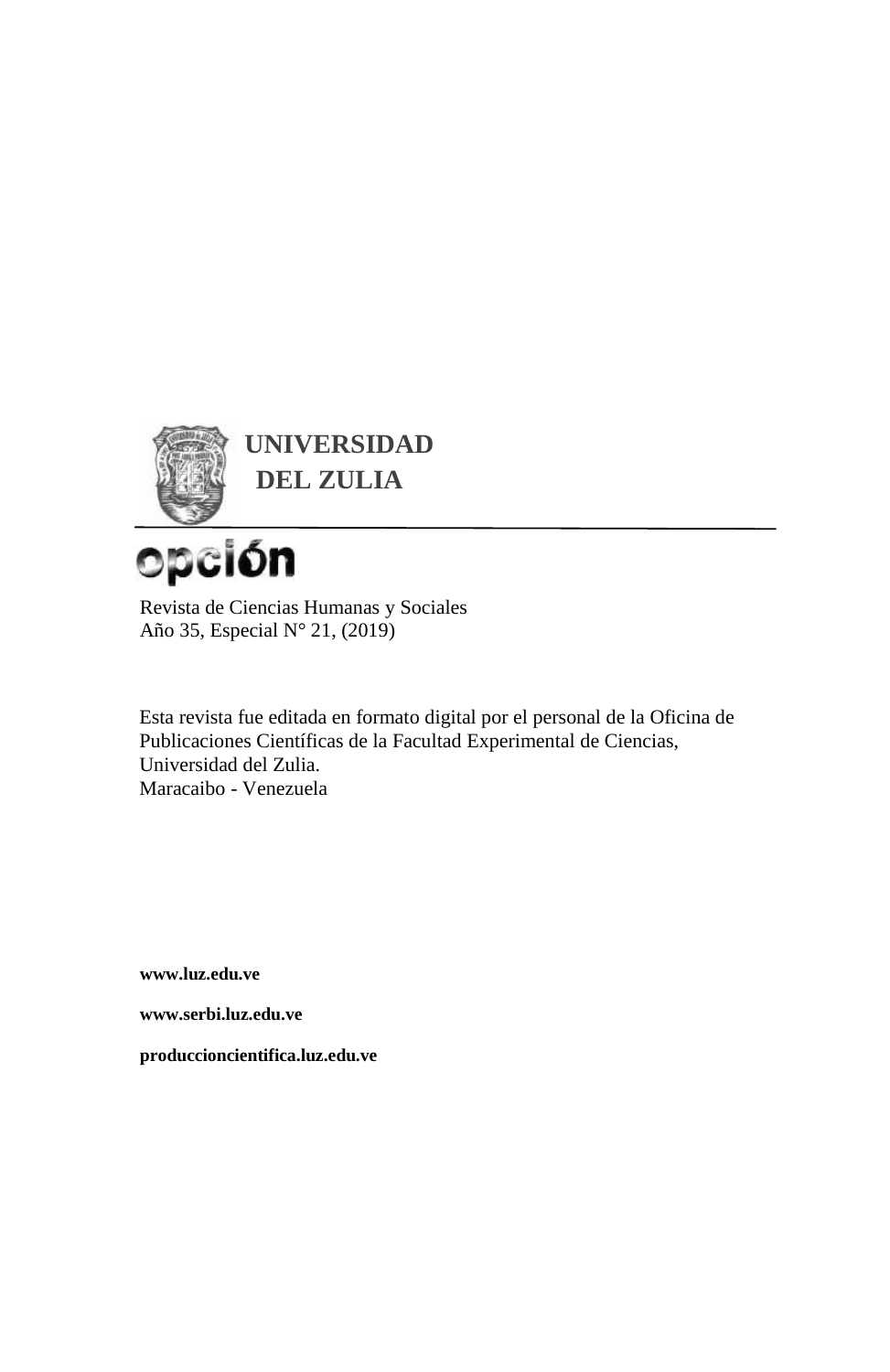**UNIVERSIDAD DEL ZULIA**

# opción

Revista de Ciencias Humanas y Sociales
Año 35, Especial N° 21, (2019)

Esta revista fue editada en formato digital por el personal de la Oficina de Publicaciones Científicas de la Facultad Experimental de Ciencias, Universidad del Zulia.
Maracaibo - Venezuela

**www.luz.edu.ve**

**www.serbi.luz.edu.ve**

**produccioncientifica.luz.edu.ve**